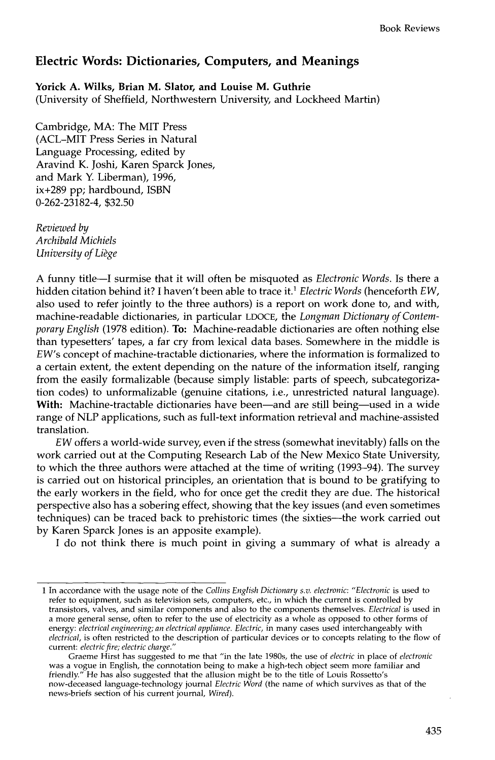## Electric Words: Dictionaries, Computers, and Meanings

**Yorick A. Wilks, Brian M. Slator, and Louise M. Guthrie**
(University of Sheffield, Northwestern University, and Lockheed Martin)

Cambridge, MA: The MIT Press
(ACL–MIT Press Series in Natural Language Processing, edited by Aravind K. Joshi, Karen Sparck Jones, and Mark Y. Liberman), 1996, ix+289 pp; hardbound, ISBN 0-262-23182-4, $32.50

*Reviewed by*
*Archibald Michiels*
*University of Liège*

A funny title—I surmise that it will often be misquoted as *Electronic Words*. Is there a hidden citation behind it? I haven't been able to trace it.[1] *Electric Words* (henceforth *EW*, also used to refer jointly to the three authors) is a report on work done to, and with, machine-readable dictionaries, in particular LDOCE, the *Longman Dictionary of Contemporary English* (1978 edition). **To:** Machine-readable dictionaries are often nothing else than typesetters' tapes, a far cry from lexical data bases. Somewhere in the middle is *EW*'s concept of machine-tractable dictionaries, where the information is formalized to a certain extent, the extent depending on the nature of the information itself, ranging from the easily formalizable (because simply listable: parts of speech, subcategorization codes) to unformalizable (genuine citations, i.e., unrestricted natural language). **With:** Machine-tractable dictionaries have been—and are still being—used in a wide range of NLP applications, such as full-text information retrieval and machine-assisted translation.

*EW* offers a world-wide survey, even if the stress (somewhat inevitably) falls on the work carried out at the Computing Research Lab of the New Mexico State University, to which the three authors were attached at the time of writing (1993–94). The survey is carried out on historical principles, an orientation that is bound to be gratifying to the early workers in the field, who for once get the credit they are due. The historical perspective also has a sobering effect, showing that the key issues (and even sometimes techniques) can be traced back to prehistoric times (the sixties—the work carried out by Karen Sparck Jones is an apposite example).

I do not think there is much point in giving a summary of what is already a

---

[1] In accordance with the usage note of the *Collins English Dictionary s.v. electronic*: "*Electronic* is used to refer to equipment, such as television sets, computers, etc., in which the current is controlled by transistors, valves, and similar components and also to the components themselves. *Electrical* is used in a more general sense, often to refer to the use of electricity as a whole as opposed to other forms of energy: *electrical engineering; an electrical appliance. Electric*, in many cases used interchangeably with *electrical*, is often restricted to the description of particular devices or to concepts relating to the flow of current: *electric fire; electric charge.*"

Graeme Hirst has suggested to me that "in the late 1980s, the use of *electric* in place of *electronic* was a vogue in English, the connotation being to make a high-tech object seem more familiar and friendly." He has also suggested that the allusion might be to the title of Louis Rossetto's now-deceased language-technology journal *Electric Word* (the name of which survives as that of the news-briefs section of his current journal, *Wired*).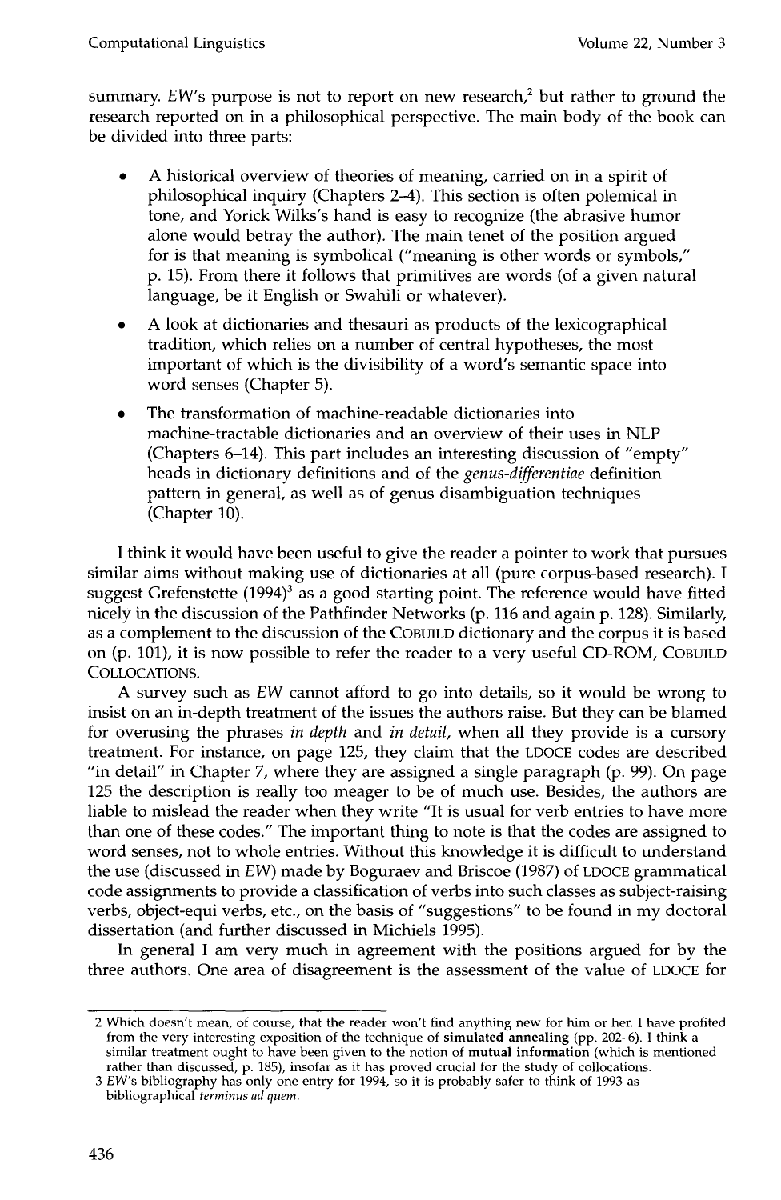summary. *EW*'s purpose is not to report on new research,[2] but rather to ground the research reported on in a philosophical perspective. The main body of the book can be divided into three parts:

- A historical overview of theories of meaning, carried on in a spirit of philosophical inquiry (Chapters 2–4). This section is often polemical in tone, and Yorick Wilks's hand is easy to recognize (the abrasive humor alone would betray the author). The main tenet of the position argued for is that meaning is symbolical ("meaning is other words or symbols," p. 15). From there it follows that primitives are words (of a given natural language, be it English or Swahili or whatever).
- A look at dictionaries and thesauri as products of the lexicographical tradition, which relies on a number of central hypotheses, the most important of which is the divisibility of a word's semantic space into word senses (Chapter 5).
- The transformation of machine-readable dictionaries into machine-tractable dictionaries and an overview of their uses in NLP (Chapters 6–14). This part includes an interesting discussion of "empty" heads in dictionary definitions and of the *genus-differentiae* definition pattern in general, as well as of genus disambiguation techniques (Chapter 10).

I think it would have been useful to give the reader a pointer to work that pursues similar aims without making use of dictionaries at all (pure corpus-based research). I suggest Grefenstette (1994)[3] as a good starting point. The reference would have fitted nicely in the discussion of the Pathfinder Networks (p. 116 and again p. 128). Similarly, as a complement to the discussion of the COBUILD dictionary and the corpus it is based on (p. 101), it is now possible to refer the reader to a very useful CD-ROM, COBUILD COLLOCATIONS.

A survey such as *EW* cannot afford to go into details, so it would be wrong to insist on an in-depth treatment of the issues the authors raise. But they can be blamed for overusing the phrases *in depth* and *in detail*, when all they provide is a cursory treatment. For instance, on page 125, they claim that the LDOCE codes are described "in detail" in Chapter 7, where they are assigned a single paragraph (p. 99). On page 125 the description is really too meager to be of much use. Besides, the authors are liable to mislead the reader when they write "It is usual for verb entries to have more than one of these codes." The important thing to note is that the codes are assigned to word senses, not to whole entries. Without this knowledge it is difficult to understand the use (discussed in *EW*) made by Boguraev and Briscoe (1987) of LDOCE grammatical code assignments to provide a classification of verbs into such classes as subject-raising verbs, object-equi verbs, etc., on the basis of "suggestions" to be found in my doctoral dissertation (and further discussed in Michiels 1995).

In general I am very much in agreement with the positions argued for by the three authors. One area of disagreement is the assessment of the value of LDOCE for

---

2 Which doesn't mean, of course, that the reader won't find anything new for him or her. I have profited from the very interesting exposition of the technique of **simulated annealing** (pp. 202–6). I think a similar treatment ought to have been given to the notion of **mutual information** (which is mentioned rather than discussed, p. 185), insofar as it has proved crucial for the study of collocations.

3 *EW*'s bibliography has only one entry for 1994, so it is probably safer to think of 1993 as bibliographical *terminus ad quem*.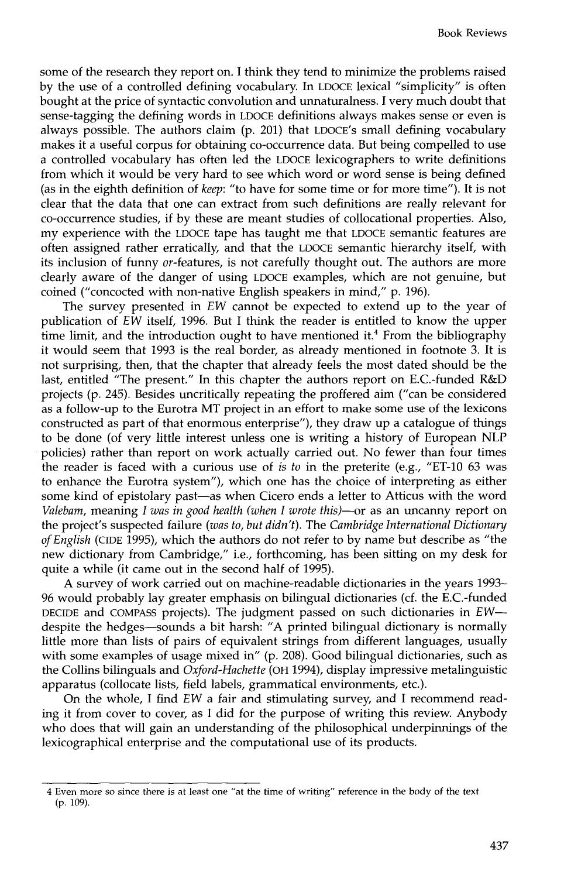some of the research they report on. I think they tend to minimize the problems raised by the use of a controlled defining vocabulary. In LDOCE lexical "simplicity" is often bought at the price of syntactic convolution and unnaturalness. I very much doubt that sense-tagging the defining words in LDOCE definitions always makes sense or even is always possible. The authors claim (p. 201) that LDOCE's small defining vocabulary makes it a useful corpus for obtaining co-occurrence data. But being compelled to use a controlled vocabulary has often led the LDOCE lexicographers to write definitions from which it would be very hard to see which word or word sense is being defined (as in the eighth definition of *keep*: "to have for some time or for more time"). It is not clear that the data that one can extract from such definitions are really relevant for co-occurrence studies, if by these are meant studies of collocational properties. Also, my experience with the LDOCE tape has taught me that LDOCE semantic features are often assigned rather erratically, and that the LDOCE semantic hierarchy itself, with its inclusion of funny *or*-features, is not carefully thought out. The authors are more clearly aware of the danger of using LDOCE examples, which are not genuine, but coined ("concocted with non-native English speakers in mind," p. 196).

The survey presented in *EW* cannot be expected to extend up to the year of publication of *EW* itself, 1996. But I think the reader is entitled to know the upper time limit, and the introduction ought to have mentioned it.[4] From the bibliography it would seem that 1993 is the real border, as already mentioned in footnote 3. It is not surprising, then, that the chapter that already feels the most dated should be the last, entitled "The present." In this chapter the authors report on E.C.-funded R&D projects (p. 245). Besides uncritically repeating the proffered aim ("can be considered as a follow-up to the Eurotra MT project in an effort to make some use of the lexicons constructed as part of that enormous enterprise"), they draw up a catalogue of things to be done (of very little interest unless one is writing a history of European NLP policies) rather than report on work actually carried out. No fewer than four times the reader is faced with a curious use of *is to* in the preterite (e.g., "ET-10 63 was to enhance the Eurotra system"), which one has the choice of interpreting as either some kind of epistolary past—as when Cicero ends a letter to Atticus with the word *Valebam*, meaning *I was in good health (when I wrote this)*—or as an uncanny report on the project's suspected failure (*was to, but didn't*). The *Cambridge International Dictionary of English* (CIDE 1995), which the authors do not refer to by name but describe as "the new dictionary from Cambridge," i.e., forthcoming, has been sitting on my desk for quite a while (it came out in the second half of 1995).

A survey of work carried out on machine-readable dictionaries in the years 1993–96 would probably lay greater emphasis on bilingual dictionaries (cf. the E.C.-funded DECIDE and COMPASS projects). The judgment passed on such dictionaries in *EW*—despite the hedges—sounds a bit harsh: "A printed bilingual dictionary is normally little more than lists of pairs of equivalent strings from different languages, usually with some examples of usage mixed in" (p. 208). Good bilingual dictionaries, such as the Collins bilinguals and *Oxford-Hachette* (OH 1994), display impressive metalinguistic apparatus (collocate lists, field labels, grammatical environments, etc.).

On the whole, I find *EW* a fair and stimulating survey, and I recommend reading it from cover to cover, as I did for the purpose of writing this review. Anybody who does that will gain an understanding of the philosophical underpinnings of the lexicographical enterprise and the computational use of its products.

---

4 Even more so since there is at least one "at the time of writing" reference in the body of the text (p. 109).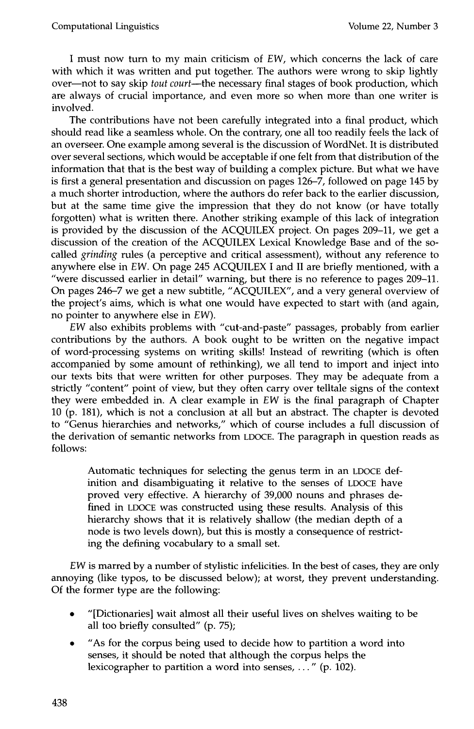I must now turn to my main criticism of *EW*, which concerns the lack of care with which it was written and put together. The authors were wrong to skip lightly over—not to say skip *tout court*—the necessary final stages of book production, which are always of crucial importance, and even more so when more than one writer is involved.

The contributions have not been carefully integrated into a final product, which should read like a seamless whole. On the contrary, one all too readily feels the lack of an overseer. One example among several is the discussion of WordNet. It is distributed over several sections, which would be acceptable if one felt from that distribution of the information that that is the best way of building a complex picture. But what we have is first a general presentation and discussion on pages 126–7, followed on page 145 by a much shorter introduction, where the authors do refer back to the earlier discussion, but at the same time give the impression that they do not know (or have totally forgotten) what is written there. Another striking example of this lack of integration is provided by the discussion of the ACQUILEX project. On pages 209–11, we get a discussion of the creation of the ACQUILEX Lexical Knowledge Base and of the so-called *grinding* rules (a perceptive and critical assessment), without any reference to anywhere else in *EW*. On page 245 ACQUILEX I and II are briefly mentioned, with a "were discussed earlier in detail" warning, but there is no reference to pages 209–11. On pages 246–7 we get a new subtitle, "ACQUILEX", and a very general overview of the project's aims, which is what one would have expected to start with (and again, no pointer to anywhere else in *EW*).

*EW* also exhibits problems with "cut-and-paste" passages, probably from earlier contributions by the authors. A book ought to be written on the negative impact of word-processing systems on writing skills! Instead of rewriting (which is often accompanied by some amount of rethinking), we all tend to import and inject into our texts bits that were written for other purposes. They may be adequate from a strictly "content" point of view, but they often carry over telltale signs of the context they were embedded in. A clear example in *EW* is the final paragraph of Chapter 10 (p. 181), which is not a conclusion at all but an abstract. The chapter is devoted to "Genus hierarchies and networks," which of course includes a full discussion of the derivation of semantic networks from LDOCE. The paragraph in question reads as follows:

> Automatic techniques for selecting the genus term in an LDOCE definition and disambiguating it relative to the senses of LDOCE have proved very effective. A hierarchy of 39,000 nouns and phrases defined in LDOCE was constructed using these results. Analysis of this hierarchy shows that it is relatively shallow (the median depth of a node is two levels down), but this is mostly a consequence of restricting the defining vocabulary to a small set.

*EW* is marred by a number of stylistic infelicities. In the best of cases, they are only annoying (like typos, to be discussed below); at worst, they prevent understanding. Of the former type are the following:

- "[Dictionaries] wait almost all their useful lives on shelves waiting to be all too briefly consulted" (p. 75);
- "As for the corpus being used to decide how to partition a word into senses, it should be noted that although the corpus helps the lexicographer to partition a word into senses, ..." (p. 102).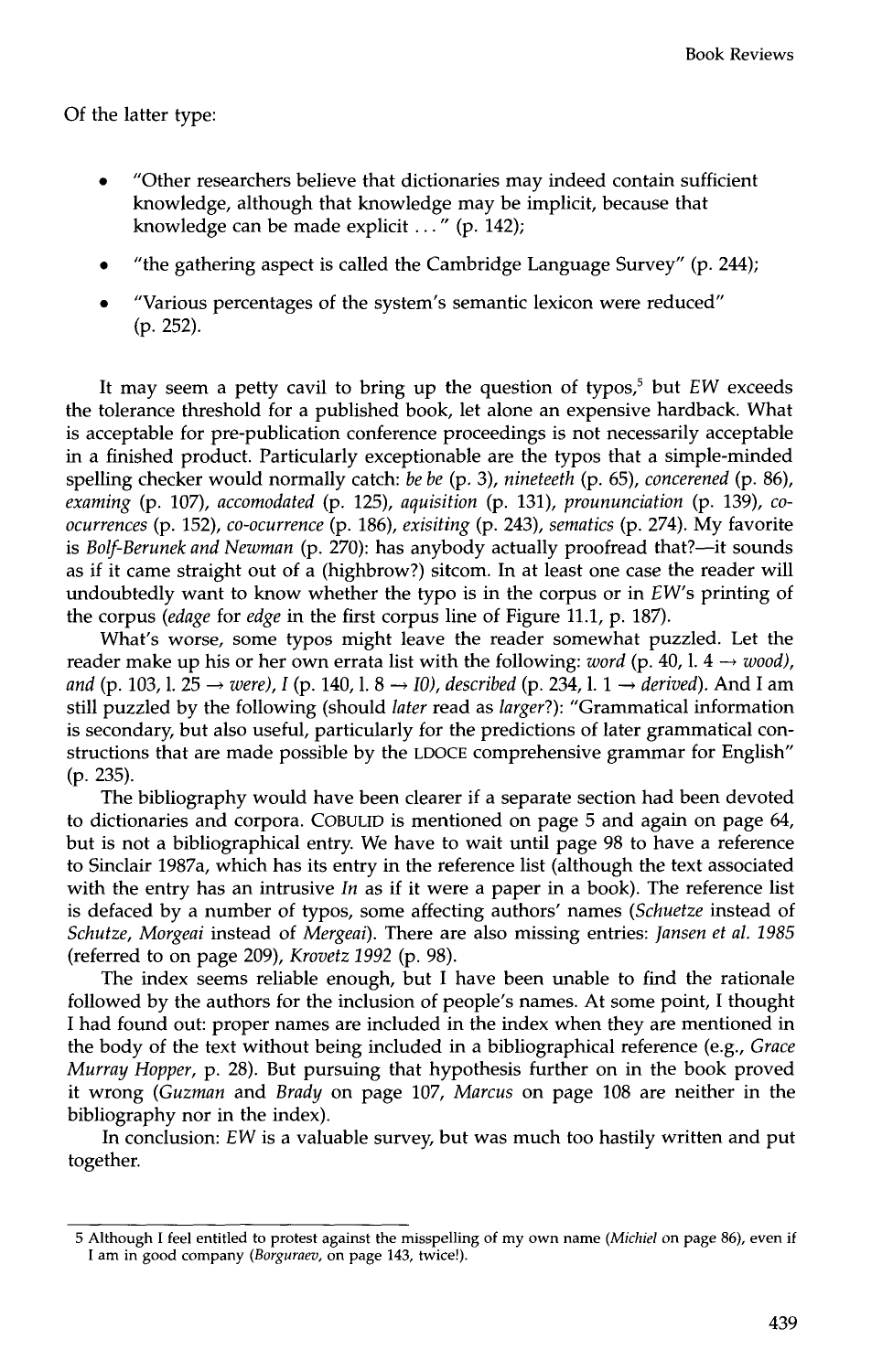Of the latter type:

- "Other researchers believe that dictionaries may indeed contain sufficient knowledge, although that knowledge may be implicit, because that knowledge can be made explicit ..." (p. 142);
- "the gathering aspect is called the Cambridge Language Survey" (p. 244);
- "Various percentages of the system's semantic lexicon were reduced" (p. 252).

It may seem a petty cavil to bring up the question of typos,[5] but *EW* exceeds the tolerance threshold for a published book, let alone an expensive hardback. What is acceptable for pre-publication conference proceedings is not necessarily acceptable in a finished product. Particularly exceptionable are the typos that a simple-minded spelling checker would normally catch: *be be* (p. 3), *nineteeth* (p. 65), *concerened* (p. 86), *examing* (p. 107), *accomodated* (p. 125), *aquisition* (p. 131), *prounounciation* (p. 139), *co-ocurrences* (p. 152), *co-ocurrence* (p. 186), *exisiting* (p. 243), *sematics* (p. 274). My favorite is *Bolf-Berunek and Newman* (p. 270): has anybody actually proofread that?—it sounds as if it came straight out of a (highbrow?) sitcom. In at least one case the reader will undoubtedly want to know whether the typo is in the corpus or in *EW*'s printing of the corpus (*edage* for *edge* in the first corpus line of Figure 11.1, p. 187).

What's worse, some typos might leave the reader somewhat puzzled. Let the reader make up his or her own errata list with the following: *word* (p. 40, l. 4 → *wood*), *and* (p. 103, l. 25 → *were*), *I* (p. 140, l. 8 → *10*), *described* (p. 234, l. 1 → *derived*). And I am still puzzled by the following (should *later* read as *larger*?): "Grammatical information is secondary, but also useful, particularly for the predictions of later grammatical constructions that are made possible by the LDOCE comprehensive grammar for English" (p. 235).

The bibliography would have been clearer if a separate section had been devoted to dictionaries and corpora. COBULID is mentioned on page 5 and again on page 64, but is not a bibliographical entry. We have to wait until page 98 to have a reference to Sinclair 1987a, which has its entry in the reference list (although the text associated with the entry has an intrusive *In* as if it were a paper in a book). The reference list is defaced by a number of typos, some affecting authors' names (*Schuetze* instead of *Schutze*, *Morgeai* instead of *Mergeai*). There are also missing entries: *Jansen et al. 1985* (referred to on page 209), *Krovetz 1992* (p. 98).

The index seems reliable enough, but I have been unable to find the rationale followed by the authors for the inclusion of people's names. At some point, I thought I had found out: proper names are included in the index when they are mentioned in the body of the text without being included in a bibliographical reference (e.g., *Grace Murray Hopper*, p. 28). But pursuing that hypothesis further on in the book proved it wrong (*Guzman* and *Brady* on page 107, *Marcus* on page 108 are neither in the bibliography nor in the index).

In conclusion: *EW* is a valuable survey, but was much too hastily written and put together.

---

[5] Although I feel entitled to protest against the misspelling of my own name (*Michiel* on page 86), even if I am in good company (*Borguraev*, on page 143, twice!).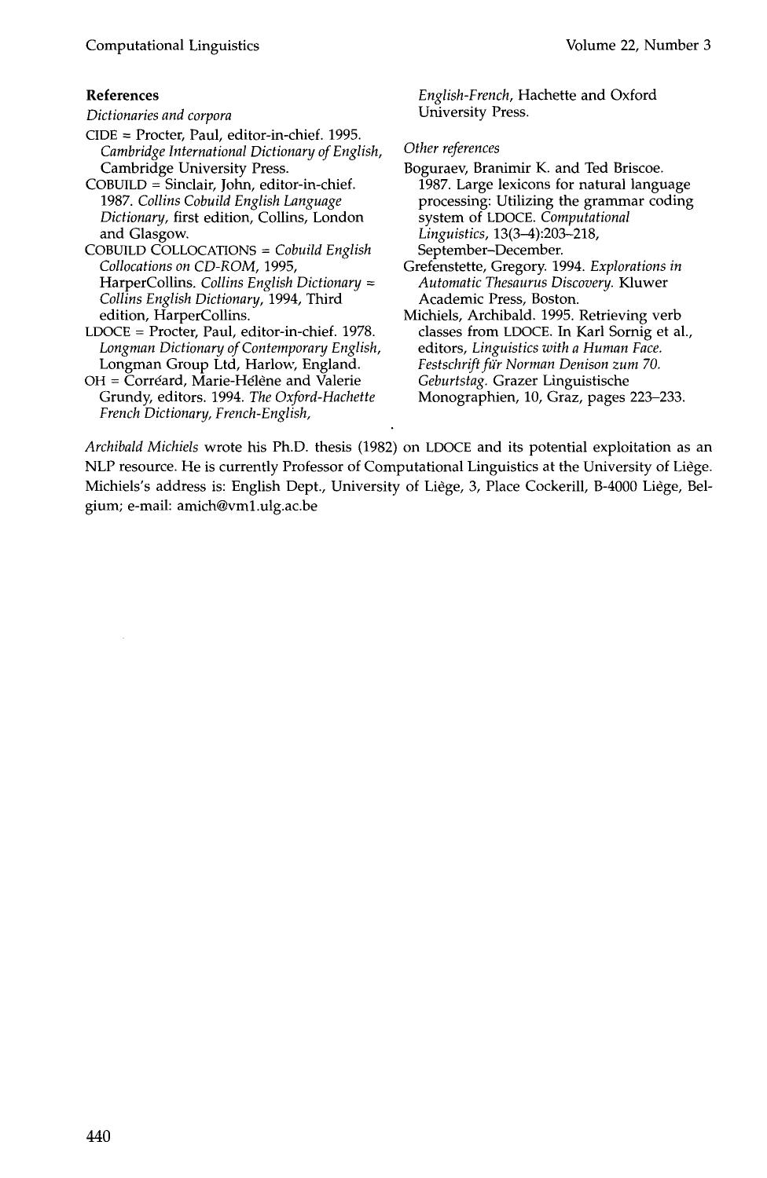## References

*Dictionaries and corpora*

CIDE = Procter, Paul, editor-in-chief. 1995. *Cambridge International Dictionary of English*, Cambridge University Press.

COBUILD = Sinclair, John, editor-in-chief. 1987. *Collins Cobuild English Language Dictionary*, first edition, Collins, London and Glasgow.

COBUILD COLLOCATIONS = *Cobuild English Collocations on CD-ROM*, 1995, HarperCollins. *Collins English Dictionary* = *Collins English Dictionary*, 1994, Third edition, HarperCollins.

LDOCE = Procter, Paul, editor-in-chief. 1978. *Longman Dictionary of Contemporary English*, Longman Group Ltd, Harlow, England.

OH = Corréard, Marie-Hélène and Valerie Grundy, editors. 1994. *The Oxford-Hachette French Dictionary, French-English, English-French*, Hachette and Oxford University Press.

*Other references*

Boguraev, Branimir K. and Ted Briscoe. 1987. Large lexicons for natural language processing: Utilizing the grammar coding system of LDOCE. *Computational Linguistics*, 13(3–4):203–218, September–December.

Grefenstette, Gregory. 1994. *Explorations in Automatic Thesaurus Discovery.* Kluwer Academic Press, Boston.

Michiels, Archibald. 1995. Retrieving verb classes from LDOCE. In Karl Sornig et al., editors, *Linguistics with a Human Face. Festschrift für Norman Denison zum 70. Geburtstag.* Grazer Linguistische Monographien, 10, Graz, pages 223–233.

*Archibald Michiels* wrote his Ph.D. thesis (1982) on LDOCE and its potential exploitation as an NLP resource. He is currently Professor of Computational Linguistics at the University of Liège. Michiels's address is: English Dept., University of Liège, 3, Place Cockerill, B-4000 Liège, Belgium; e-mail: amich@vm1.ulg.ac.be